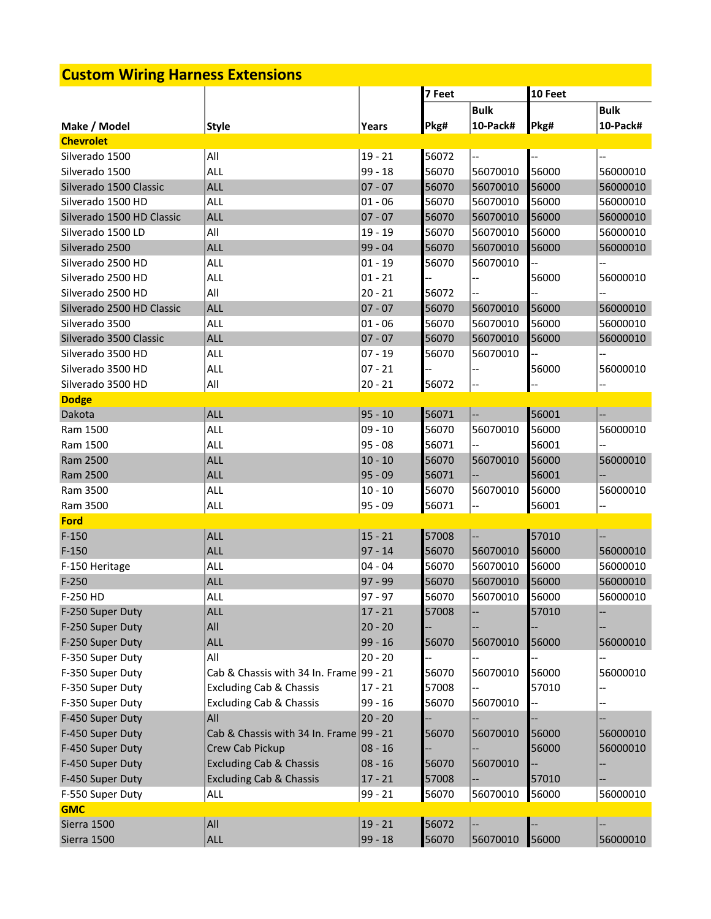# Custom Wiring Harness Extensions

| Make / Model | Style | Years | 7 Feet | | 10 Feet | |
|---|---|---|---|---|---|---|
| | | | Pkg# | Bulk 10-Pack# | Pkg# | Bulk 10-Pack# |
| **Chevrolet** | | | | | | |
| Silverado 1500 | All | 19 - 21 | 56072 | -- | -- | -- |
| Silverado 1500 | ALL | 99 - 18 | 56070 | 56070010 | 56000 | 56000010 |
| Silverado 1500 Classic | ALL | 07 - 07 | 56070 | 56070010 | 56000 | 56000010 |
| Silverado 1500 HD | ALL | 01 - 06 | 56070 | 56070010 | 56000 | 56000010 |
| Silverado 1500 HD Classic | ALL | 07 - 07 | 56070 | 56070010 | 56000 | 56000010 |
| Silverado 1500 LD | All | 19 - 19 | 56070 | 56070010 | 56000 | 56000010 |
| Silverado 2500 | ALL | 99 - 04 | 56070 | 56070010 | 56000 | 56000010 |
| Silverado 2500 HD | ALL | 01 - 19 | 56070 | 56070010 | -- | -- |
| Silverado 2500 HD | ALL | 01 - 21 | -- | -- | 56000 | 56000010 |
| Silverado 2500 HD | All | 20 - 21 | 56072 | -- | -- | -- |
| Silverado 2500 HD Classic | ALL | 07 - 07 | 56070 | 56070010 | 56000 | 56000010 |
| Silverado 3500 | ALL | 01 - 06 | 56070 | 56070010 | 56000 | 56000010 |
| Silverado 3500 Classic | ALL | 07 - 07 | 56070 | 56070010 | 56000 | 56000010 |
| Silverado 3500 HD | ALL | 07 - 19 | 56070 | 56070010 | -- | -- |
| Silverado 3500 HD | ALL | 07 - 21 | -- | -- | 56000 | 56000010 |
| Silverado 3500 HD | All | 20 - 21 | 56072 | -- | -- | -- |
| **Dodge** | | | | | | |
| Dakota | ALL | 95 - 10 | 56071 | -- | 56001 | -- |
| Ram 1500 | ALL | 09 - 10 | 56070 | 56070010 | 56000 | 56000010 |
| Ram 1500 | ALL | 95 - 08 | 56071 | -- | 56001 | -- |
| Ram 2500 | ALL | 10 - 10 | 56070 | 56070010 | 56000 | 56000010 |
| Ram 2500 | ALL | 95 - 09 | 56071 | -- | 56001 | -- |
| Ram 3500 | ALL | 10 - 10 | 56070 | 56070010 | 56000 | 56000010 |
| Ram 3500 | ALL | 95 - 09 | 56071 | -- | 56001 | -- |
| **Ford** | | | | | | |
| F-150 | ALL | 15 - 21 | 57008 | -- | 57010 | -- |
| F-150 | ALL | 97 - 14 | 56070 | 56070010 | 56000 | 56000010 |
| F-150 Heritage | ALL | 04 - 04 | 56070 | 56070010 | 56000 | 56000010 |
| F-250 | ALL | 97 - 99 | 56070 | 56070010 | 56000 | 56000010 |
| F-250 HD | ALL | 97 - 97 | 56070 | 56070010 | 56000 | 56000010 |
| F-250 Super Duty | ALL | 17 - 21 | 57008 | -- | 57010 | -- |
| F-250 Super Duty | All | 20 - 20 | -- | -- | -- | -- |
| F-250 Super Duty | ALL | 99 - 16 | 56070 | 56070010 | 56000 | 56000010 |
| F-350 Super Duty | All | 20 - 20 | -- | -- | -- | -- |
| F-350 Super Duty | Cab & Chassis with 34 In. Frame | 99 - 21 | 56070 | 56070010 | 56000 | 56000010 |
| F-350 Super Duty | Excluding Cab & Chassis | 17 - 21 | 57008 | -- | 57010 | -- |
| F-350 Super Duty | Excluding Cab & Chassis | 99 - 16 | 56070 | 56070010 | -- | -- |
| F-450 Super Duty | All | 20 - 20 | -- | -- | -- | -- |
| F-450 Super Duty | Cab & Chassis with 34 In. Frame | 99 - 21 | 56070 | 56070010 | 56000 | 56000010 |
| F-450 Super Duty | Crew Cab Pickup | 08 - 16 | -- | -- | 56000 | 56000010 |
| F-450 Super Duty | Excluding Cab & Chassis | 08 - 16 | 56070 | 56070010 | -- | -- |
| F-450 Super Duty | Excluding Cab & Chassis | 17 - 21 | 57008 | -- | 57010 | -- |
| F-550 Super Duty | ALL | 99 - 21 | 56070 | 56070010 | 56000 | 56000010 |
| **GMC** | | | | | | |
| Sierra 1500 | All | 19 - 21 | 56072 | -- | -- | -- |
| Sierra 1500 | ALL | 99 - 18 | 56070 | 56070010 | 56000 | 56000010 |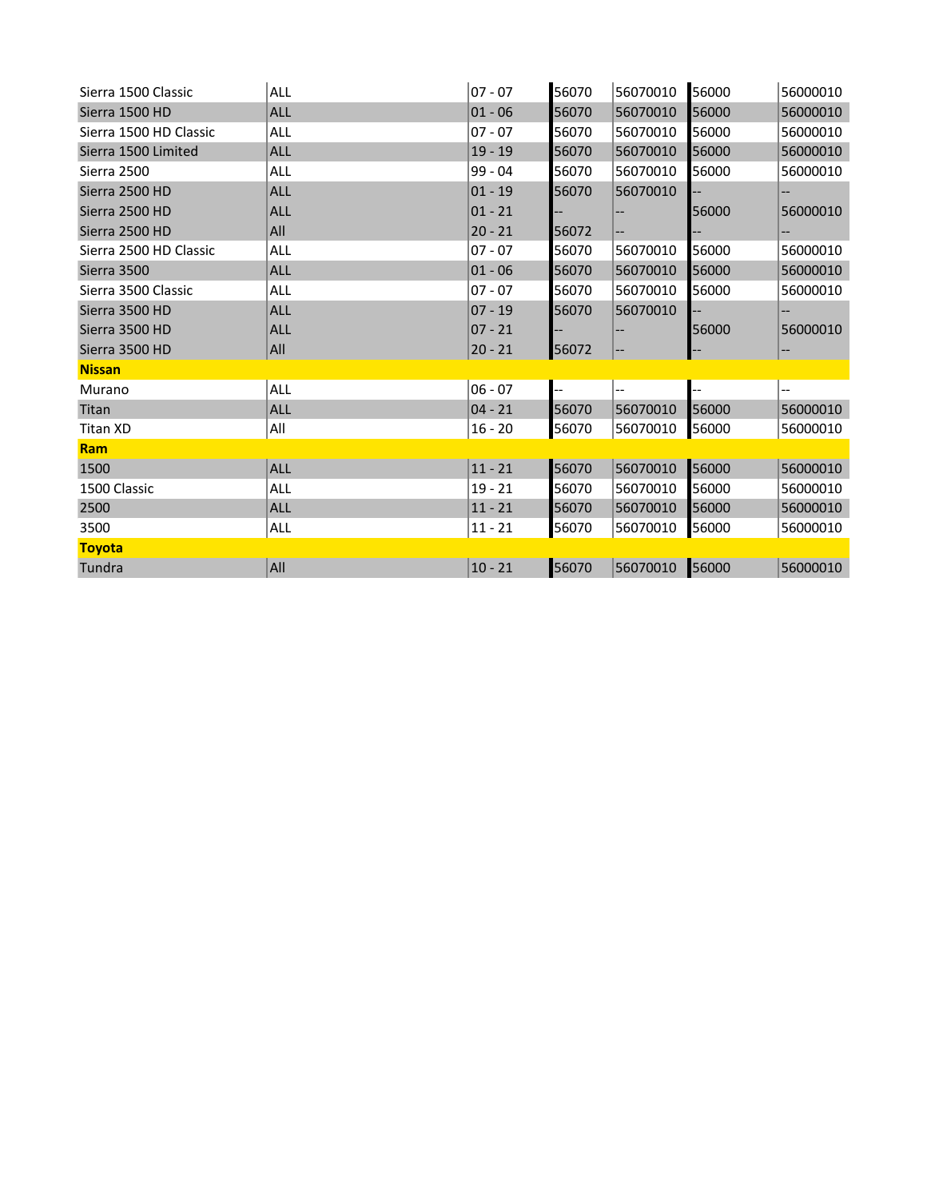| | | | | | | |
|---|---|---|---|---|---|---|
| Sierra 1500 Classic | ALL | 07 - 07 | 56070 | 56070010 | 56000 | 56000010 |
| Sierra 1500 HD | ALL | 01 - 06 | 56070 | 56070010 | 56000 | 56000010 |
| Sierra 1500 HD Classic | ALL | 07 - 07 | 56070 | 56070010 | 56000 | 56000010 |
| Sierra 1500 Limited | ALL | 19 - 19 | 56070 | 56070010 | 56000 | 56000010 |
| Sierra 2500 | ALL | 99 - 04 | 56070 | 56070010 | 56000 | 56000010 |
| Sierra 2500 HD | ALL | 01 - 19 | 56070 | 56070010 | -- | -- |
| Sierra 2500 HD | ALL | 01 - 21 | -- | -- | 56000 | 56000010 |
| Sierra 2500 HD | All | 20 - 21 | 56072 | -- | -- | -- |
| Sierra 2500 HD Classic | ALL | 07 - 07 | 56070 | 56070010 | 56000 | 56000010 |
| Sierra 3500 | ALL | 01 - 06 | 56070 | 56070010 | 56000 | 56000010 |
| Sierra 3500 Classic | ALL | 07 - 07 | 56070 | 56070010 | 56000 | 56000010 |
| Sierra 3500 HD | ALL | 07 - 19 | 56070 | 56070010 | -- | -- |
| Sierra 3500 HD | ALL | 07 - 21 | -- | -- | 56000 | 56000010 |
| Sierra 3500 HD | All | 20 - 21 | 56072 | -- | -- | -- |
| **Nissan** | | | | | | |
| Murano | ALL | 06 - 07 | -- | -- | -- | -- |
| Titan | ALL | 04 - 21 | 56070 | 56070010 | 56000 | 56000010 |
| Titan XD | All | 16 - 20 | 56070 | 56070010 | 56000 | 56000010 |
| **Ram** | | | | | | |
| 1500 | ALL | 11 - 21 | 56070 | 56070010 | 56000 | 56000010 |
| 1500 Classic | ALL | 19 - 21 | 56070 | 56070010 | 56000 | 56000010 |
| 2500 | ALL | 11 - 21 | 56070 | 56070010 | 56000 | 56000010 |
| 3500 | ALL | 11 - 21 | 56070 | 56070010 | 56000 | 56000010 |
| **Toyota** | | | | | | |
| Tundra | All | 10 - 21 | 56070 | 56070010 | 56000 | 56000010 |